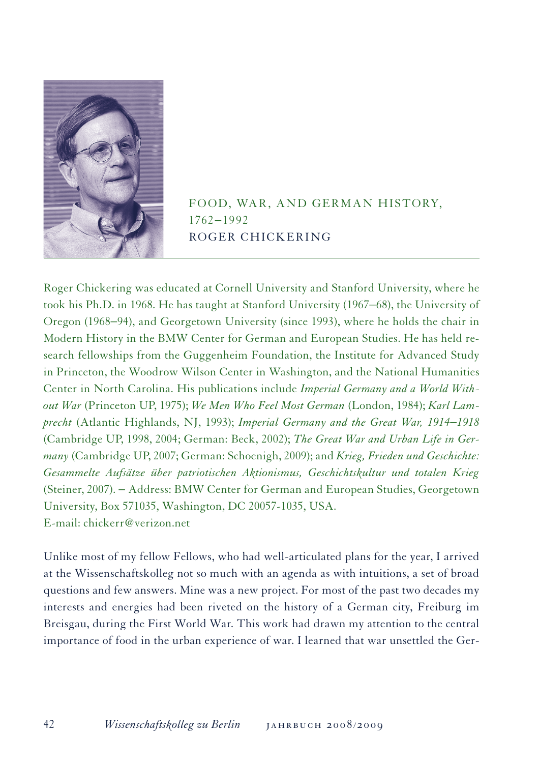# FOOD, WAR, AND GERMAN HISTORY, 1762–1992

## ROGER CHICKERING

Roger Chickering was educated at Cornell University and Stanford University, where he took his Ph.D. in 1968. He has taught at Stanford University (1967–68), the University of Oregon (1968–94), and Georgetown University (since 1993), where he holds the chair in Modern History in the BMW Center for German and European Studies. He has held research fellowships from the Guggenheim Foundation, the Institute for Advanced Study in Princeton, the Woodrow Wilson Center in Washington, and the National Humanities Center in North Carolina. His publications include *Imperial Germany and a World Without War* (Princeton UP, 1975); *We Men Who Feel Most German* (London, 1984); *Karl Lamprecht* (Atlantic Highlands, NJ, 1993); *Imperial Germany and the Great War, 1914–1918* (Cambridge UP, 1998, 2004; German: Beck, 2002); *The Great War and Urban Life in Germany* (Cambridge UP, 2007; German: Schoenigh, 2009); and *Krieg, Frieden und Geschichte: Gesammelte Aufsätze über patriotischen Aktionismus, Geschichtskultur und totalen Krieg* (Steiner, 2007). – Address: BMW Center for German and European Studies, Georgetown University, Box 571035, Washington, DC 20057-1035, USA.
E-mail: chickerr@verizon.net

Unlike most of my fellow Fellows, who had well-articulated plans for the year, I arrived at the Wissenschaftskolleg not so much with an agenda as with intuitions, a set of broad questions and few answers. Mine was a new project. For most of the past two decades my interests and energies had been riveted on the history of a German city, Freiburg im Breisgau, during the First World War. This work had drawn my attention to the central importance of food in the urban experience of war. I learned that war unsettled the Ger-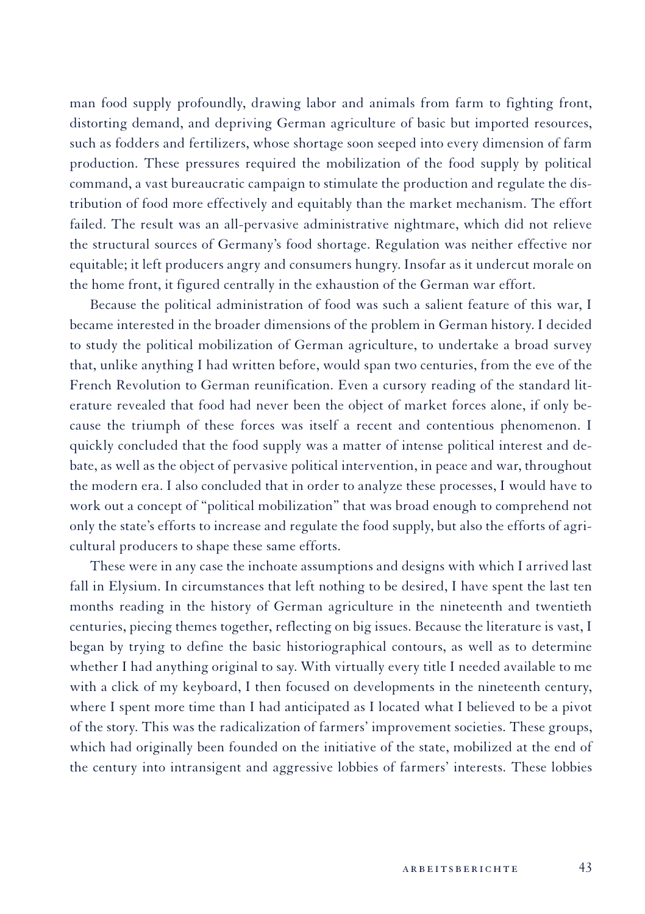man food supply profoundly, drawing labor and animals from farm to fighting front, distorting demand, and depriving German agriculture of basic but imported resources, such as fodders and fertilizers, whose shortage soon seeped into every dimension of farm production. These pressures required the mobilization of the food supply by political command, a vast bureaucratic campaign to stimulate the production and regulate the distribution of food more effectively and equitably than the market mechanism. The effort failed. The result was an all-pervasive administrative nightmare, which did not relieve the structural sources of Germany's food shortage. Regulation was neither effective nor equitable; it left producers angry and consumers hungry. Insofar as it undercut morale on the home front, it figured centrally in the exhaustion of the German war effort.

Because the political administration of food was such a salient feature of this war, I became interested in the broader dimensions of the problem in German history. I decided to study the political mobilization of German agriculture, to undertake a broad survey that, unlike anything I had written before, would span two centuries, from the eve of the French Revolution to German reunification. Even a cursory reading of the standard literature revealed that food had never been the object of market forces alone, if only because the triumph of these forces was itself a recent and contentious phenomenon. I quickly concluded that the food supply was a matter of intense political interest and debate, as well as the object of pervasive political intervention, in peace and war, throughout the modern era. I also concluded that in order to analyze these processes, I would have to work out a concept of "political mobilization" that was broad enough to comprehend not only the state's efforts to increase and regulate the food supply, but also the efforts of agricultural producers to shape these same efforts.

These were in any case the inchoate assumptions and designs with which I arrived last fall in Elysium. In circumstances that left nothing to be desired, I have spent the last ten months reading in the history of German agriculture in the nineteenth and twentieth centuries, piecing themes together, reflecting on big issues. Because the literature is vast, I began by trying to define the basic historiographical contours, as well as to determine whether I had anything original to say. With virtually every title I needed available to me with a click of my keyboard, I then focused on developments in the nineteenth century, where I spent more time than I had anticipated as I located what I believed to be a pivot of the story. This was the radicalization of farmers' improvement societies. These groups, which had originally been founded on the initiative of the state, mobilized at the end of the century into intransigent and aggressive lobbies of farmers' interests. These lobbies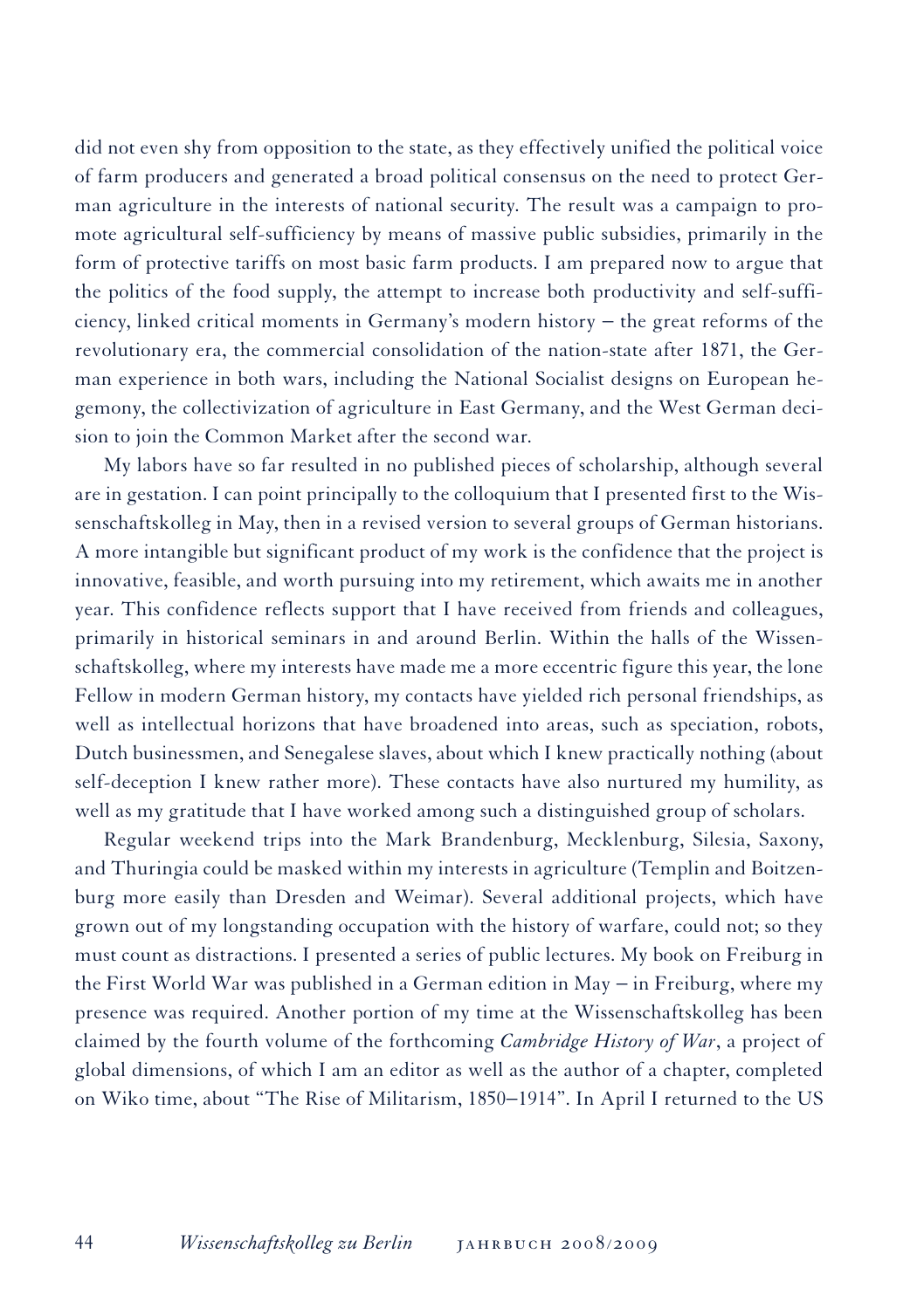did not even shy from opposition to the state, as they effectively unified the political voice of farm producers and generated a broad political consensus on the need to protect German agriculture in the interests of national security. The result was a campaign to promote agricultural self-sufficiency by means of massive public subsidies, primarily in the form of protective tariffs on most basic farm products. I am prepared now to argue that the politics of the food supply, the attempt to increase both productivity and self-sufficiency, linked critical moments in Germany's modern history – the great reforms of the revolutionary era, the commercial consolidation of the nation-state after 1871, the German experience in both wars, including the National Socialist designs on European hegemony, the collectivization of agriculture in East Germany, and the West German decision to join the Common Market after the second war.

My labors have so far resulted in no published pieces of scholarship, although several are in gestation. I can point principally to the colloquium that I presented first to the Wissenschaftskolleg in May, then in a revised version to several groups of German historians. A more intangible but significant product of my work is the confidence that the project is innovative, feasible, and worth pursuing into my retirement, which awaits me in another year. This confidence reflects support that I have received from friends and colleagues, primarily in historical seminars in and around Berlin. Within the halls of the Wissenschaftskolleg, where my interests have made me a more eccentric figure this year, the lone Fellow in modern German history, my contacts have yielded rich personal friendships, as well as intellectual horizons that have broadened into areas, such as speciation, robots, Dutch businessmen, and Senegalese slaves, about which I knew practically nothing (about self-deception I knew rather more). These contacts have also nurtured my humility, as well as my gratitude that I have worked among such a distinguished group of scholars.

Regular weekend trips into the Mark Brandenburg, Mecklenburg, Silesia, Saxony, and Thuringia could be masked within my interests in agriculture (Templin and Boitzenburg more easily than Dresden and Weimar). Several additional projects, which have grown out of my longstanding occupation with the history of warfare, could not; so they must count as distractions. I presented a series of public lectures. My book on Freiburg in the First World War was published in a German edition in May – in Freiburg, where my presence was required. Another portion of my time at the Wissenschaftskolleg has been claimed by the fourth volume of the forthcoming *Cambridge History of War*, a project of global dimensions, of which I am an editor as well as the author of a chapter, completed on Wiko time, about "The Rise of Militarism, 1850–1914". In April I returned to the US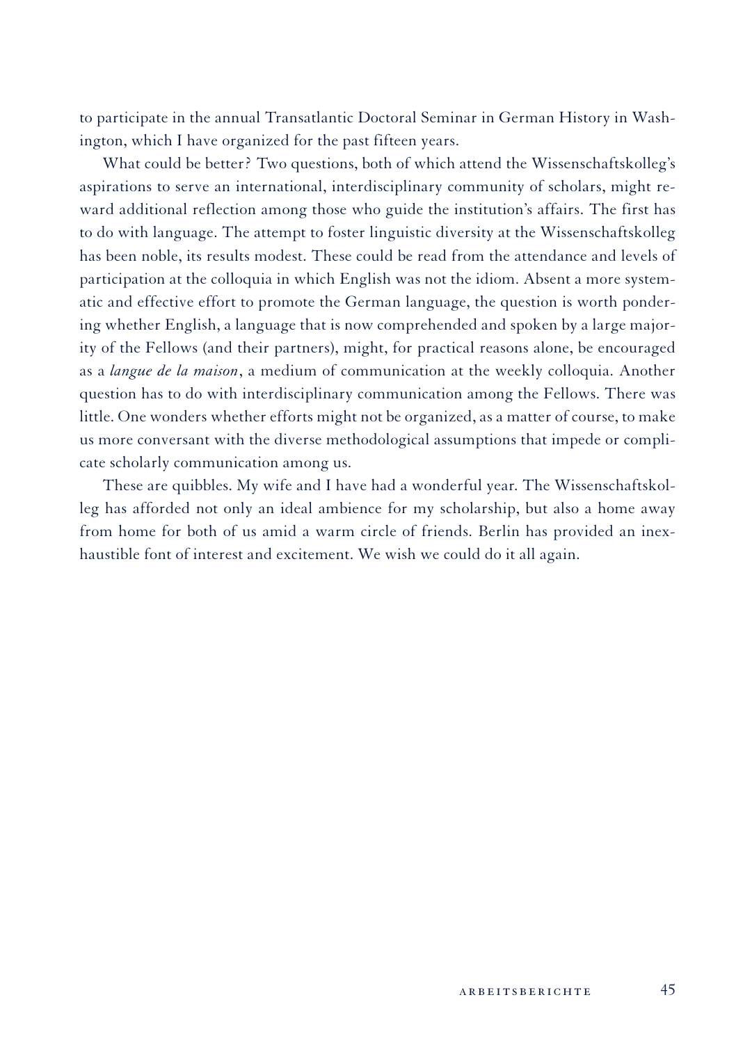to participate in the annual Transatlantic Doctoral Seminar in German History in Washington, which I have organized for the past fifteen years.

What could be better? Two questions, both of which attend the Wissenschaftskolleg's aspirations to serve an international, interdisciplinary community of scholars, might reward additional reflection among those who guide the institution's affairs. The first has to do with language. The attempt to foster linguistic diversity at the Wissenschaftskolleg has been noble, its results modest. These could be read from the attendance and levels of participation at the colloquia in which English was not the idiom. Absent a more systematic and effective effort to promote the German language, the question is worth pondering whether English, a language that is now comprehended and spoken by a large majority of the Fellows (and their partners), might, for practical reasons alone, be encouraged as a *langue de la maison*, a medium of communication at the weekly colloquia. Another question has to do with interdisciplinary communication among the Fellows. There was little. One wonders whether efforts might not be organized, as a matter of course, to make us more conversant with the diverse methodological assumptions that impede or complicate scholarly communication among us.

These are quibbles. My wife and I have had a wonderful year. The Wissenschaftskolleg has afforded not only an ideal ambience for my scholarship, but also a home away from home for both of us amid a warm circle of friends. Berlin has provided an inexhaustible font of interest and excitement. We wish we could do it all again.